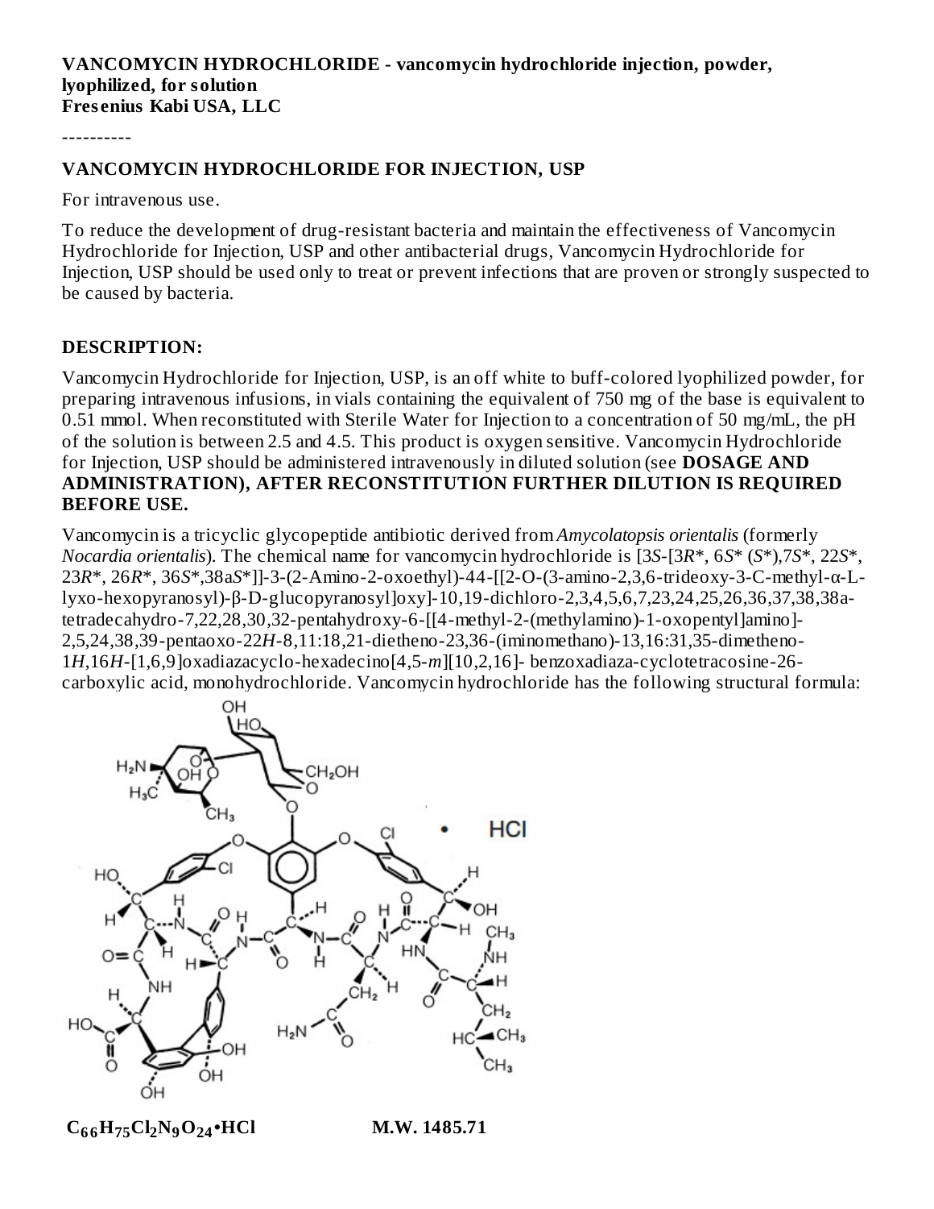**VANCOMYCIN HYDROCHLORIDE - vancomycin hydrochloride injection, powder, lyophilized, for solution**
**Fresenius Kabi USA, LLC**

----------

## VANCOMYCIN HYDROCHLORIDE FOR INJECTION, USP

For intravenous use.

To reduce the development of drug-resistant bacteria and maintain the effectiveness of Vancomycin Hydrochloride for Injection, USP and other antibacterial drugs, Vancomycin Hydrochloride for Injection, USP should be used only to treat or prevent infections that are proven or strongly suspected to be caused by bacteria.

### DESCRIPTION:

Vancomycin Hydrochloride for Injection, USP, is an off white to buff-colored lyophilized powder, for preparing intravenous infusions, in vials containing the equivalent of 750 mg of the base is equivalent to 0.51 mmol. When reconstituted with Sterile Water for Injection to a concentration of 50 mg/mL, the pH of the solution is between 2.5 and 4.5. This product is oxygen sensitive. Vancomycin Hydrochloride for Injection, USP should be administered intravenously in diluted solution (see **DOSAGE AND ADMINISTRATION), AFTER RECONSTITUTION FURTHER DILUTION IS REQUIRED BEFORE USE.**

Vancomycin is a tricyclic glycopeptide antibiotic derived from *Amycolatopsis orientalis* (formerly *Nocardia orientalis*). The chemical name for vancomycin hydrochloride is [3*S*-[3*R*\*, 6*S*\* (*S*\*),7*S*\*, 22*S*\*, 23*R*\*, 26*R*\*, 36*S*\*,38a*S*\*]]-3-(2-Amino-2-oxoethyl)-44-[[2-O-(3-amino-2,3,6-trideoxy-3-C-methyl-α-L-lyxo-hexopyranosyl)-β-D-glucopyranosyl]oxy]-10,19-dichloro-2,3,4,5,6,7,23,24,25,26,36,37,38,38a-tetradecahydro-7,22,28,30,32-pentahydroxy-6-[[4-methyl-2-(methylamino)-1-oxopentyl]amino]-2,5,24,38,39-pentaoxo-22*H*-8,11:18,21-dietheno-23,36-(iminomethano)-13,16:31,35-dimetheno-1*H*,16*H*-[1,6,9]oxadiazacyclo-hexadecino[4,5-*m*][10,2,16]- benzoxadiaza-cyclotetracosine-26-carboxylic acid, monohydrochloride. Vancomycin hydrochloride has the following structural formula:

**$C_{66}H_{75}Cl_2N_9O_{24}$•HCl** **M.W. 1485.71**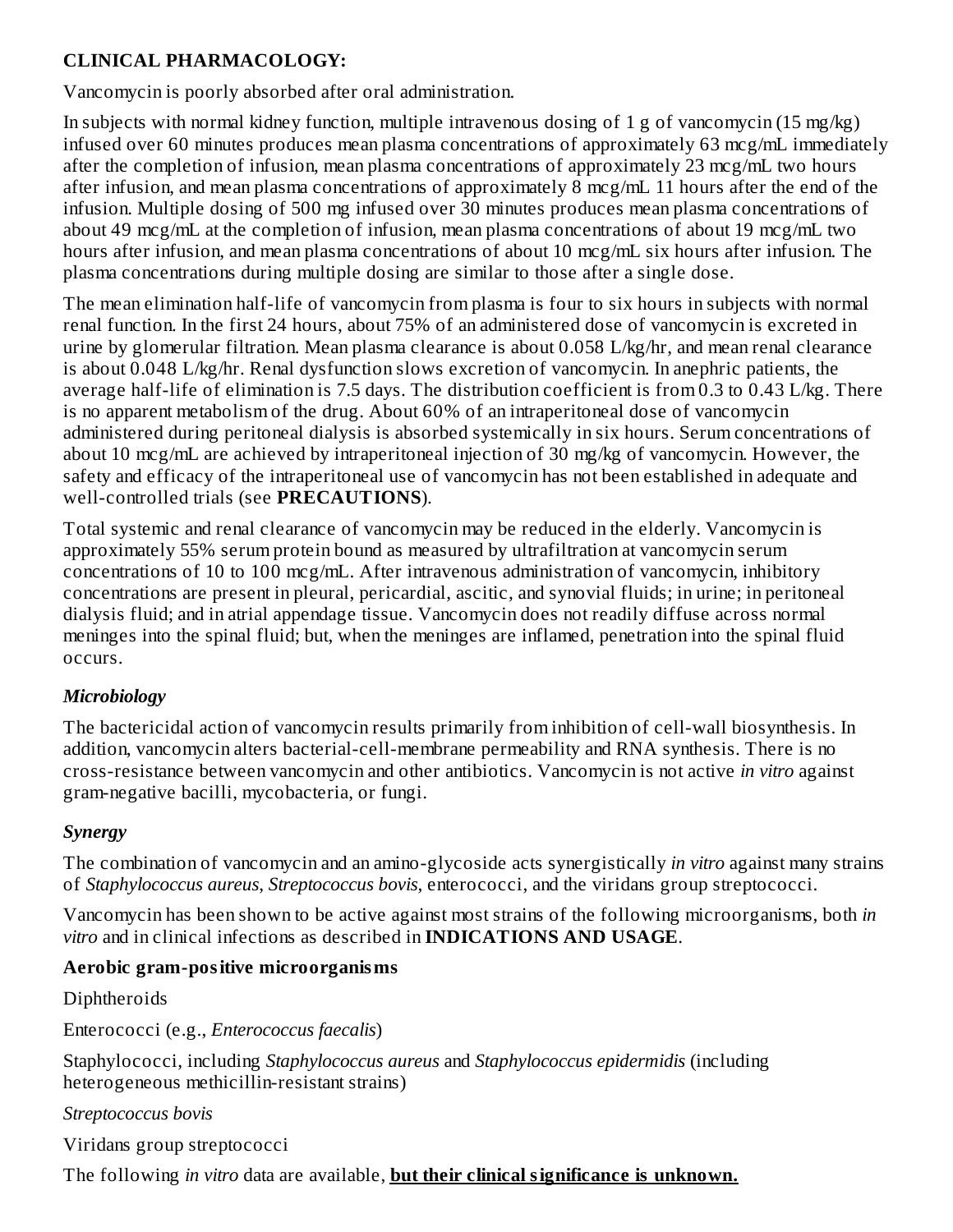## CLINICAL PHARMACOLOGY:

Vancomycin is poorly absorbed after oral administration.

In subjects with normal kidney function, multiple intravenous dosing of 1 g of vancomycin (15 mg/kg) infused over 60 minutes produces mean plasma concentrations of approximately 63 mcg/mL immediately after the completion of infusion, mean plasma concentrations of approximately 23 mcg/mL two hours after infusion, and mean plasma concentrations of approximately 8 mcg/mL 11 hours after the end of the infusion. Multiple dosing of 500 mg infused over 30 minutes produces mean plasma concentrations of about 49 mcg/mL at the completion of infusion, mean plasma concentrations of about 19 mcg/mL two hours after infusion, and mean plasma concentrations of about 10 mcg/mL six hours after infusion. The plasma concentrations during multiple dosing are similar to those after a single dose.

The mean elimination half-life of vancomycin from plasma is four to six hours in subjects with normal renal function. In the first 24 hours, about 75% of an administered dose of vancomycin is excreted in urine by glomerular filtration. Mean plasma clearance is about 0.058 L/kg/hr, and mean renal clearance is about 0.048 L/kg/hr. Renal dysfunction slows excretion of vancomycin. In anephric patients, the average half-life of elimination is 7.5 days. The distribution coefficient is from 0.3 to 0.43 L/kg. There is no apparent metabolism of the drug. About 60% of an intraperitoneal dose of vancomycin administered during peritoneal dialysis is absorbed systemically in six hours. Serum concentrations of about 10 mcg/mL are achieved by intraperitoneal injection of 30 mg/kg of vancomycin. However, the safety and efficacy of the intraperitoneal use of vancomycin has not been established in adequate and well-controlled trials (see **PRECAUTIONS**).

Total systemic and renal clearance of vancomycin may be reduced in the elderly. Vancomycin is approximately 55% serum protein bound as measured by ultrafiltration at vancomycin serum concentrations of 10 to 100 mcg/mL. After intravenous administration of vancomycin, inhibitory concentrations are present in pleural, pericardial, ascitic, and synovial fluids; in urine; in peritoneal dialysis fluid; and in atrial appendage tissue. Vancomycin does not readily diffuse across normal meninges into the spinal fluid; but, when the meninges are inflamed, penetration into the spinal fluid occurs.

### *Microbiology*

The bactericidal action of vancomycin results primarily from inhibition of cell-wall biosynthesis. In addition, vancomycin alters bacterial-cell-membrane permeability and RNA synthesis. There is no cross-resistance between vancomycin and other antibiotics. Vancomycin is not active *in vitro* against gram-negative bacilli, mycobacteria, or fungi.

### *Synergy*

The combination of vancomycin and an amino-glycoside acts synergistically *in vitro* against many strains of *Staphylococcus aureus*, *Streptococcus bovis*, enterococci, and the viridans group streptococci.

Vancomycin has been shown to be active against most strains of the following microorganisms, both *in vitro* and in clinical infections as described in **INDICATIONS AND USAGE**.

**Aerobic gram-positive microorganisms**

Diphtheroids

Enterococci (e.g., *Enterococcus faecalis*)

Staphylococci, including *Staphylococcus aureus* and *Staphylococcus epidermidis* (including heterogeneous methicillin-resistant strains)

*Streptococcus bovis*

Viridans group streptococci

The following *in vitro* data are available, **but their clinical significance is unknown.**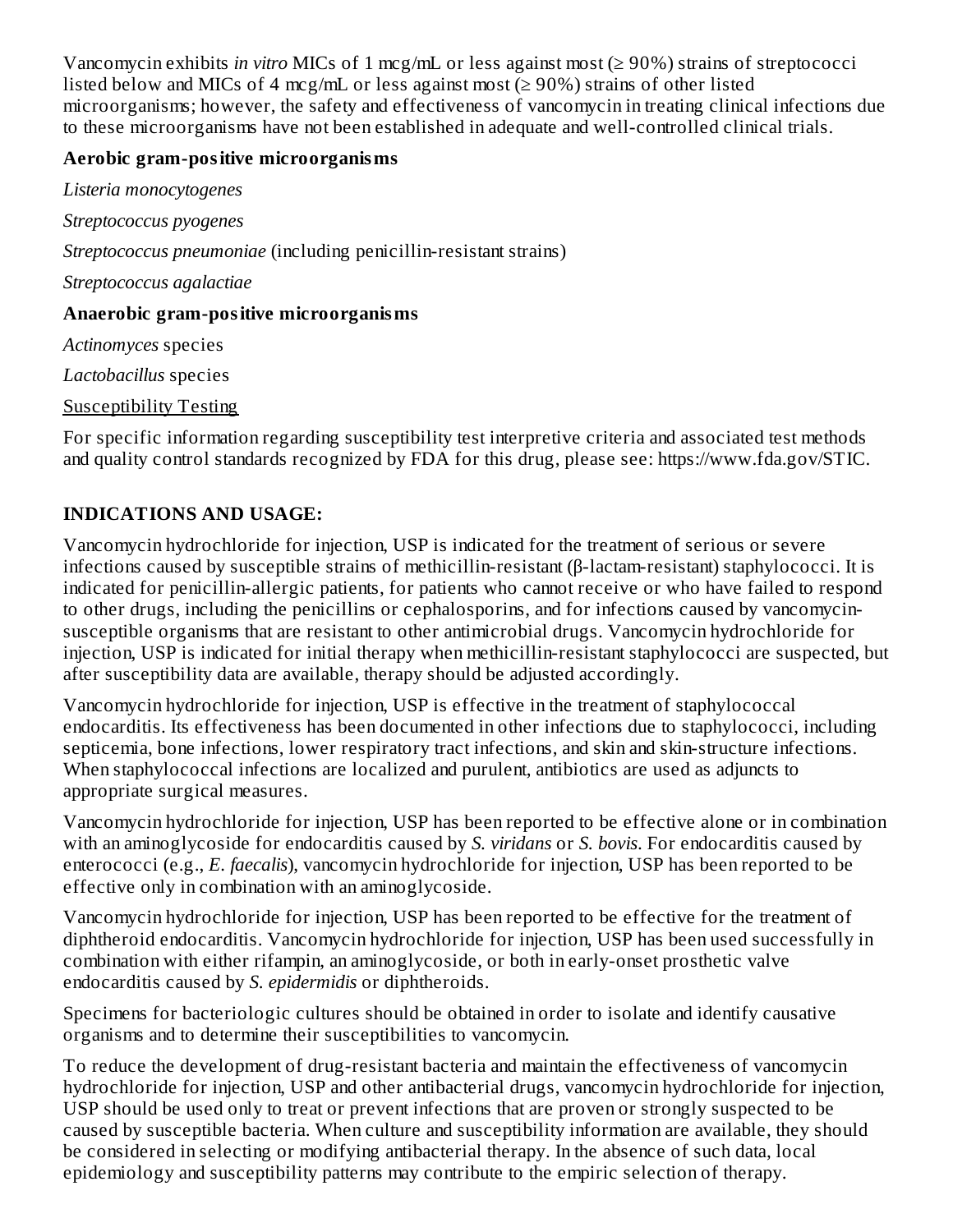Vancomycin exhibits *in vitro* MICs of 1 mcg/mL or less against most (≥ 90%) strains of streptococci listed below and MICs of 4 mcg/mL or less against most (≥ 90%) strains of other listed microorganisms; however, the safety and effectiveness of vancomycin in treating clinical infections due to these microorganisms have not been established in adequate and well-controlled clinical trials.

**Aerobic gram-positive microorganisms**

*Listeria monocytogenes*

*Streptococcus pyogenes*

*Streptococcus pneumoniae* (including penicillin-resistant strains)

*Streptococcus agalactiae*

**Anaerobic gram-positive microorganisms**

*Actinomyces* species

*Lactobacillus* species

Susceptibility Testing

For specific information regarding susceptibility test interpretive criteria and associated test methods and quality control standards recognized by FDA for this drug, please see: https://www.fda.gov/STIC.

## INDICATIONS AND USAGE:

Vancomycin hydrochloride for injection, USP is indicated for the treatment of serious or severe infections caused by susceptible strains of methicillin-resistant (β-lactam-resistant) staphylococci. It is indicated for penicillin-allergic patients, for patients who cannot receive or who have failed to respond to other drugs, including the penicillins or cephalosporins, and for infections caused by vancomycin-susceptible organisms that are resistant to other antimicrobial drugs. Vancomycin hydrochloride for injection, USP is indicated for initial therapy when methicillin-resistant staphylococci are suspected, but after susceptibility data are available, therapy should be adjusted accordingly.

Vancomycin hydrochloride for injection, USP is effective in the treatment of staphylococcal endocarditis. Its effectiveness has been documented in other infections due to staphylococci, including septicemia, bone infections, lower respiratory tract infections, and skin and skin-structure infections. When staphylococcal infections are localized and purulent, antibiotics are used as adjuncts to appropriate surgical measures.

Vancomycin hydrochloride for injection, USP has been reported to be effective alone or in combination with an aminoglycoside for endocarditis caused by *S. viridans* or *S. bovis*. For endocarditis caused by enterococci (e.g., *E. faecalis*), vancomycin hydrochloride for injection, USP has been reported to be effective only in combination with an aminoglycoside.

Vancomycin hydrochloride for injection, USP has been reported to be effective for the treatment of diphtheroid endocarditis. Vancomycin hydrochloride for injection, USP has been used successfully in combination with either rifampin, an aminoglycoside, or both in early-onset prosthetic valve endocarditis caused by *S. epidermidis* or diphtheroids.

Specimens for bacteriologic cultures should be obtained in order to isolate and identify causative organisms and to determine their susceptibilities to vancomycin.

To reduce the development of drug-resistant bacteria and maintain the effectiveness of vancomycin hydrochloride for injection, USP and other antibacterial drugs, vancomycin hydrochloride for injection, USP should be used only to treat or prevent infections that are proven or strongly suspected to be caused by susceptible bacteria. When culture and susceptibility information are available, they should be considered in selecting or modifying antibacterial therapy. In the absence of such data, local epidemiology and susceptibility patterns may contribute to the empiric selection of therapy.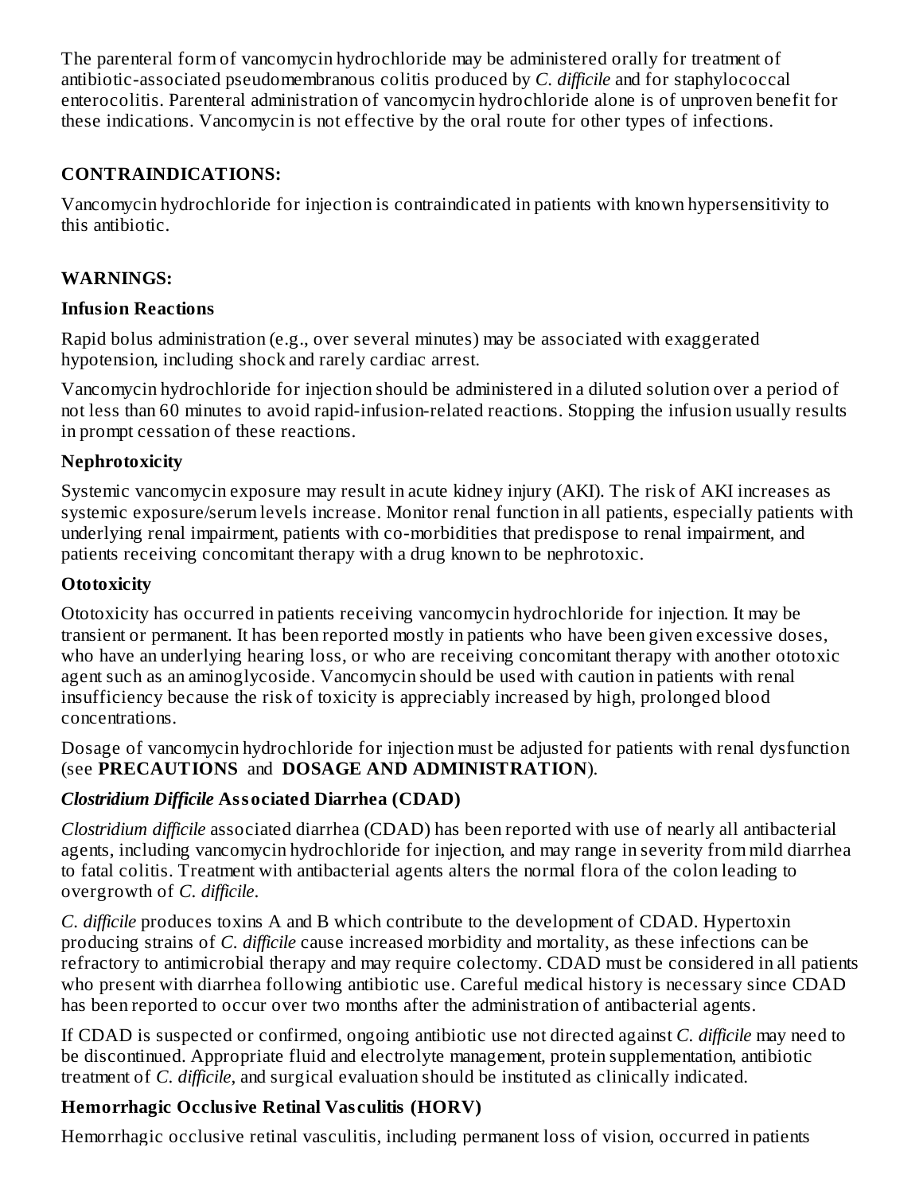The parenteral form of vancomycin hydrochloride may be administered orally for treatment of antibiotic-associated pseudomembranous colitis produced by *C. difficile* and for staphylococcal enterocolitis. Parenteral administration of vancomycin hydrochloride alone is of unproven benefit for these indications. Vancomycin is not effective by the oral route for other types of infections.

## CONTRAINDICATIONS:

Vancomycin hydrochloride for injection is contraindicated in patients with known hypersensitivity to this antibiotic.

## WARNINGS:

### Infusion Reactions

Rapid bolus administration (e.g., over several minutes) may be associated with exaggerated hypotension, including shock and rarely cardiac arrest.

Vancomycin hydrochloride for injection should be administered in a diluted solution over a period of not less than 60 minutes to avoid rapid-infusion-related reactions. Stopping the infusion usually results in prompt cessation of these reactions.

### Nephrotoxicity

Systemic vancomycin exposure may result in acute kidney injury (AKI). The risk of AKI increases as systemic exposure/serum levels increase. Monitor renal function in all patients, especially patients with underlying renal impairment, patients with co-morbidities that predispose to renal impairment, and patients receiving concomitant therapy with a drug known to be nephrotoxic.

### Ototoxicity

Ototoxicity has occurred in patients receiving vancomycin hydrochloride for injection. It may be transient or permanent. It has been reported mostly in patients who have been given excessive doses, who have an underlying hearing loss, or who are receiving concomitant therapy with another ototoxic agent such as an aminoglycoside. Vancomycin should be used with caution in patients with renal insufficiency because the risk of toxicity is appreciably increased by high, prolonged blood concentrations.

Dosage of vancomycin hydrochloride for injection must be adjusted for patients with renal dysfunction (see **PRECAUTIONS** and **DOSAGE AND ADMINISTRATION**).

### *Clostridium Difficile* Associated Diarrhea (CDAD)

*Clostridium difficile* associated diarrhea (CDAD) has been reported with use of nearly all antibacterial agents, including vancomycin hydrochloride for injection, and may range in severity from mild diarrhea to fatal colitis. Treatment with antibacterial agents alters the normal flora of the colon leading to overgrowth of *C. difficile*.

*C. difficile* produces toxins A and B which contribute to the development of CDAD. Hypertoxin producing strains of *C. difficile* cause increased morbidity and mortality, as these infections can be refractory to antimicrobial therapy and may require colectomy. CDAD must be considered in all patients who present with diarrhea following antibiotic use. Careful medical history is necessary since CDAD has been reported to occur over two months after the administration of antibacterial agents.

If CDAD is suspected or confirmed, ongoing antibiotic use not directed against *C. difficile* may need to be discontinued. Appropriate fluid and electrolyte management, protein supplementation, antibiotic treatment of *C. difficile*, and surgical evaluation should be instituted as clinically indicated.

### Hemorrhagic Occlusive Retinal Vasculitis (HORV)

Hemorrhagic occlusive retinal vasculitis, including permanent loss of vision, occurred in patients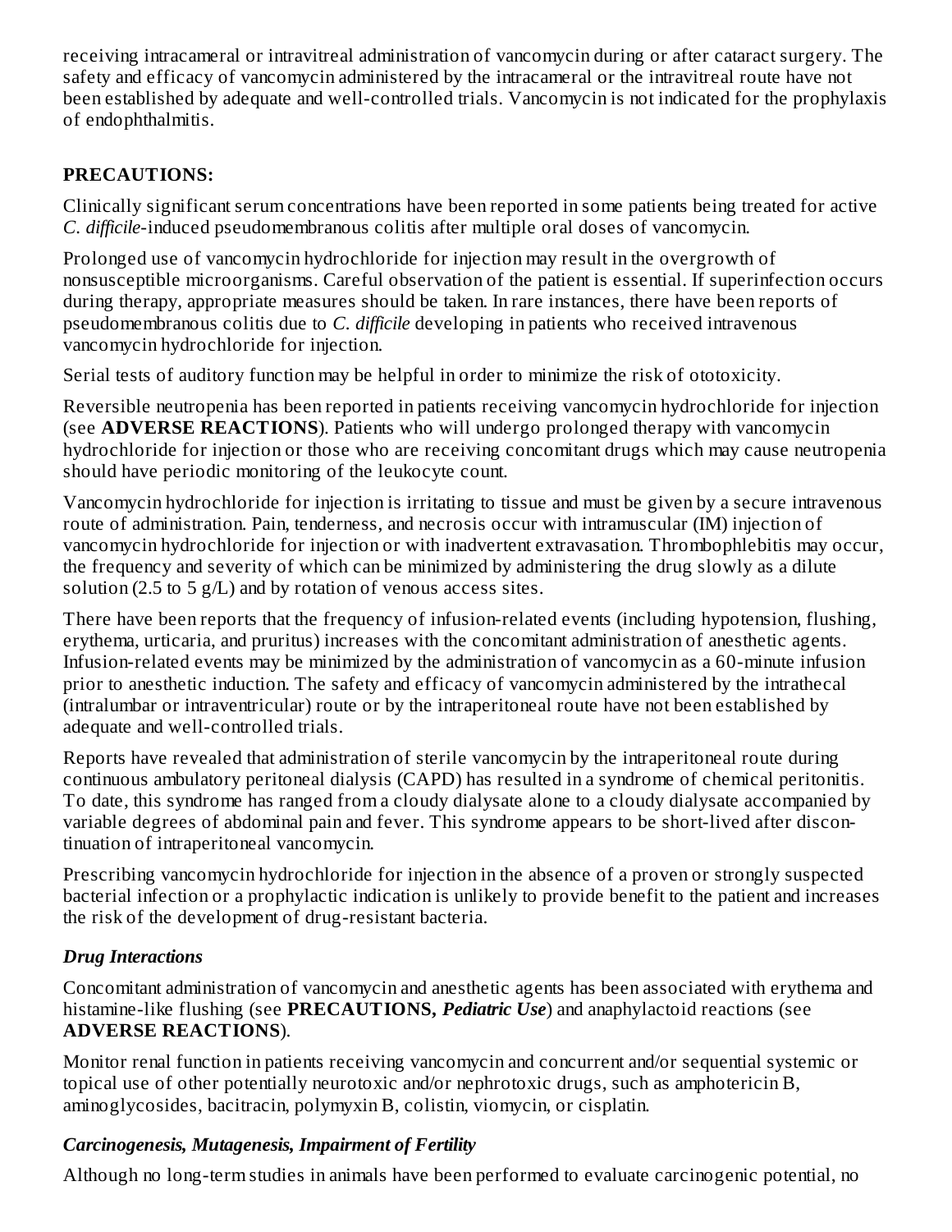receiving intracameral or intravitreal administration of vancomycin during or after cataract surgery. The safety and efficacy of vancomycin administered by the intracameral or the intravitreal route have not been established by adequate and well-controlled trials. Vancomycin is not indicated for the prophylaxis of endophthalmitis.

## PRECAUTIONS:

Clinically significant serum concentrations have been reported in some patients being treated for active *C. difficile*-induced pseudomembranous colitis after multiple oral doses of vancomycin.

Prolonged use of vancomycin hydrochloride for injection may result in the overgrowth of nonsusceptible microorganisms. Careful observation of the patient is essential. If superinfection occurs during therapy, appropriate measures should be taken. In rare instances, there have been reports of pseudomembranous colitis due to *C. difficile* developing in patients who received intravenous vancomycin hydrochloride for injection.

Serial tests of auditory function may be helpful in order to minimize the risk of ototoxicity.

Reversible neutropenia has been reported in patients receiving vancomycin hydrochloride for injection (see **ADVERSE REACTIONS**). Patients who will undergo prolonged therapy with vancomycin hydrochloride for injection or those who are receiving concomitant drugs which may cause neutropenia should have periodic monitoring of the leukocyte count.

Vancomycin hydrochloride for injection is irritating to tissue and must be given by a secure intravenous route of administration. Pain, tenderness, and necrosis occur with intramuscular (IM) injection of vancomycin hydrochloride for injection or with inadvertent extravasation. Thrombophlebitis may occur, the frequency and severity of which can be minimized by administering the drug slowly as a dilute solution (2.5 to 5 g/L) and by rotation of venous access sites.

There have been reports that the frequency of infusion-related events (including hypotension, flushing, erythema, urticaria, and pruritus) increases with the concomitant administration of anesthetic agents. Infusion-related events may be minimized by the administration of vancomycin as a 60-minute infusion prior to anesthetic induction. The safety and efficacy of vancomycin administered by the intrathecal (intralumbar or intraventricular) route or by the intraperitoneal route have not been established by adequate and well-controlled trials.

Reports have revealed that administration of sterile vancomycin by the intraperitoneal route during continuous ambulatory peritoneal dialysis (CAPD) has resulted in a syndrome of chemical peritonitis. To date, this syndrome has ranged from a cloudy dialysate alone to a cloudy dialysate accompanied by variable degrees of abdominal pain and fever. This syndrome appears to be short-lived after discontinuation of intraperitoneal vancomycin.

Prescribing vancomycin hydrochloride for injection in the absence of a proven or strongly suspected bacterial infection or a prophylactic indication is unlikely to provide benefit to the patient and increases the risk of the development of drug-resistant bacteria.

### *Drug Interactions*

Concomitant administration of vancomycin and anesthetic agents has been associated with erythema and histamine-like flushing (see **PRECAUTIONS, *Pediatric Use***) and anaphylactoid reactions (see **ADVERSE REACTIONS**).

Monitor renal function in patients receiving vancomycin and concurrent and/or sequential systemic or topical use of other potentially neurotoxic and/or nephrotoxic drugs, such as amphotericin B, aminoglycosides, bacitracin, polymyxin B, colistin, viomycin, or cisplatin.

### *Carcinogenesis, Mutagenesis, Impairment of Fertility*

Although no long-term studies in animals have been performed to evaluate carcinogenic potential, no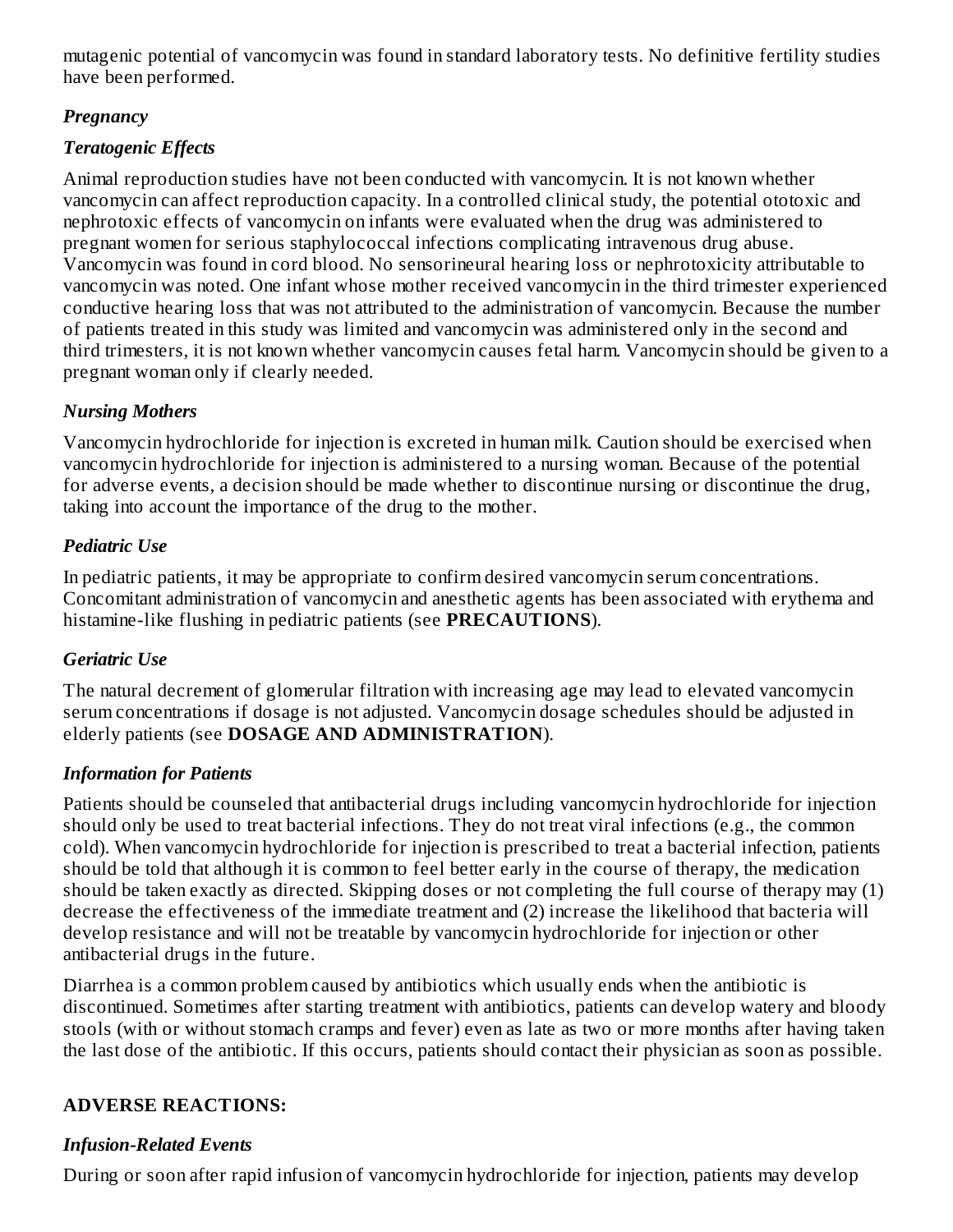mutagenic potential of vancomycin was found in standard laboratory tests. No definitive fertility studies have been performed.

### *Pregnancy*

### *Teratogenic Effects*

Animal reproduction studies have not been conducted with vancomycin. It is not known whether vancomycin can affect reproduction capacity. In a controlled clinical study, the potential ototoxic and nephrotoxic effects of vancomycin on infants were evaluated when the drug was administered to pregnant women for serious staphylococcal infections complicating intravenous drug abuse. Vancomycin was found in cord blood. No sensorineural hearing loss or nephrotoxicity attributable to vancomycin was noted. One infant whose mother received vancomycin in the third trimester experienced conductive hearing loss that was not attributed to the administration of vancomycin. Because the number of patients treated in this study was limited and vancomycin was administered only in the second and third trimesters, it is not known whether vancomycin causes fetal harm. Vancomycin should be given to a pregnant woman only if clearly needed.

### *Nursing Mothers*

Vancomycin hydrochloride for injection is excreted in human milk. Caution should be exercised when vancomycin hydrochloride for injection is administered to a nursing woman. Because of the potential for adverse events, a decision should be made whether to discontinue nursing or discontinue the drug, taking into account the importance of the drug to the mother.

### *Pediatric Use*

In pediatric patients, it may be appropriate to confirm desired vancomycin serum concentrations. Concomitant administration of vancomycin and anesthetic agents has been associated with erythema and histamine-like flushing in pediatric patients (see **PRECAUTIONS**).

### *Geriatric Use*

The natural decrement of glomerular filtration with increasing age may lead to elevated vancomycin serum concentrations if dosage is not adjusted. Vancomycin dosage schedules should be adjusted in elderly patients (see **DOSAGE AND ADMINISTRATION**).

### *Information for Patients*

Patients should be counseled that antibacterial drugs including vancomycin hydrochloride for injection should only be used to treat bacterial infections. They do not treat viral infections (e.g., the common cold). When vancomycin hydrochloride for injection is prescribed to treat a bacterial infection, patients should be told that although it is common to feel better early in the course of therapy, the medication should be taken exactly as directed. Skipping doses or not completing the full course of therapy may (1) decrease the effectiveness of the immediate treatment and (2) increase the likelihood that bacteria will develop resistance and will not be treatable by vancomycin hydrochloride for injection or other antibacterial drugs in the future.

Diarrhea is a common problem caused by antibiotics which usually ends when the antibiotic is discontinued. Sometimes after starting treatment with antibiotics, patients can develop watery and bloody stools (with or without stomach cramps and fever) even as late as two or more months after having taken the last dose of the antibiotic. If this occurs, patients should contact their physician as soon as possible.

## ADVERSE REACTIONS:

### *Infusion-Related Events*

During or soon after rapid infusion of vancomycin hydrochloride for injection, patients may develop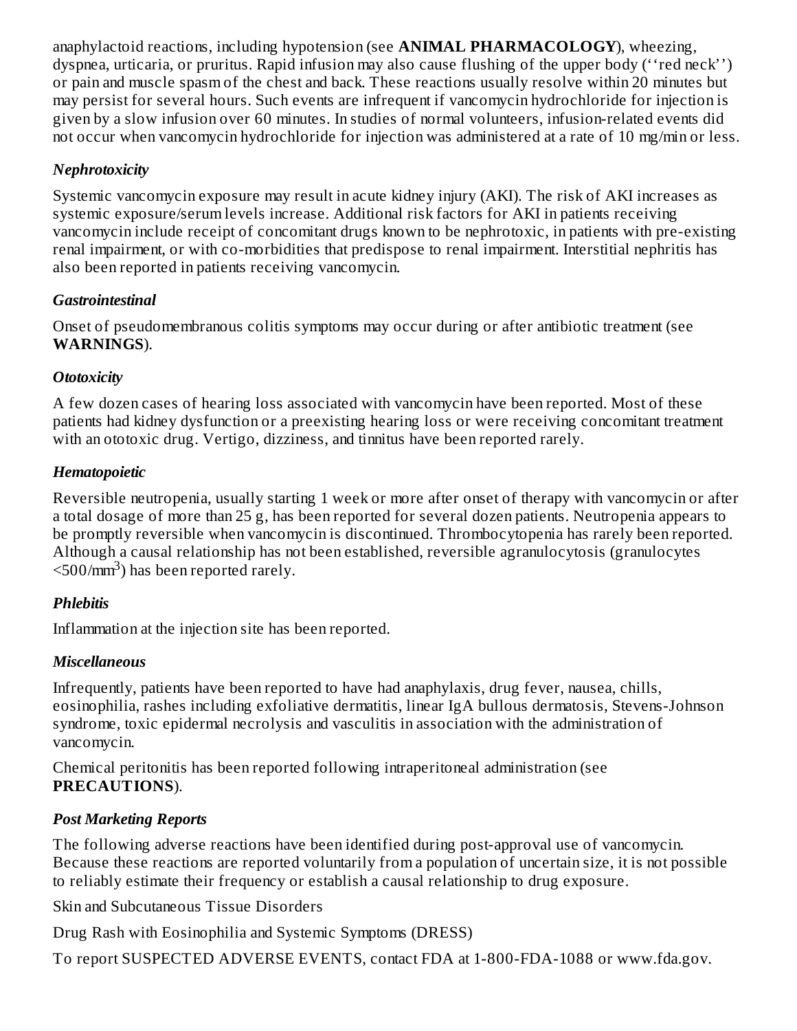anaphylactoid reactions, including hypotension (see **ANIMAL PHARMACOLOGY**), wheezing, dyspnea, urticaria, or pruritus. Rapid infusion may also cause flushing of the upper body (''red neck'') or pain and muscle spasm of the chest and back. These reactions usually resolve within 20 minutes but may persist for several hours. Such events are infrequent if vancomycin hydrochloride for injection is given by a slow infusion over 60 minutes. In studies of normal volunteers, infusion-related events did not occur when vancomycin hydrochloride for injection was administered at a rate of 10 mg/min or less.

***Nephrotoxicity***

Systemic vancomycin exposure may result in acute kidney injury (AKI). The risk of AKI increases as systemic exposure/serum levels increase. Additional risk factors for AKI in patients receiving vancomycin include receipt of concomitant drugs known to be nephrotoxic, in patients with pre-existing renal impairment, or with co-morbidities that predispose to renal impairment. Interstitial nephritis has also been reported in patients receiving vancomycin.

***Gastrointestinal***

Onset of pseudomembranous colitis symptoms may occur during or after antibiotic treatment (see **WARNINGS**).

***Ototoxicity***

A few dozen cases of hearing loss associated with vancomycin have been reported. Most of these patients had kidney dysfunction or a preexisting hearing loss or were receiving concomitant treatment with an ototoxic drug. Vertigo, dizziness, and tinnitus have been reported rarely.

***Hematopoietic***

Reversible neutropenia, usually starting 1 week or more after onset of therapy with vancomycin or after a total dosage of more than 25 g, has been reported for several dozen patients. Neutropenia appears to be promptly reversible when vancomycin is discontinued. Thrombocytopenia has rarely been reported. Although a causal relationship has not been established, reversible agranulocytosis (granulocytes $<500/mm^3$) has been reported rarely.

***Phlebitis***

Inflammation at the injection site has been reported.

***Miscellaneous***

Infrequently, patients have been reported to have had anaphylaxis, drug fever, nausea, chills, eosinophilia, rashes including exfoliative dermatitis, linear IgA bullous dermatosis, Stevens-Johnson syndrome, toxic epidermal necrolysis and vasculitis in association with the administration of vancomycin.

Chemical peritonitis has been reported following intraperitoneal administration (see **PRECAUTIONS**).

***Post Marketing Reports***

The following adverse reactions have been identified during post-approval use of vancomycin. Because these reactions are reported voluntarily from a population of uncertain size, it is not possible to reliably estimate their frequency or establish a causal relationship to drug exposure.

Skin and Subcutaneous Tissue Disorders

Drug Rash with Eosinophilia and Systemic Symptoms (DRESS)

To report SUSPECTED ADVERSE EVENTS, contact FDA at 1-800-FDA-1088 or www.fda.gov.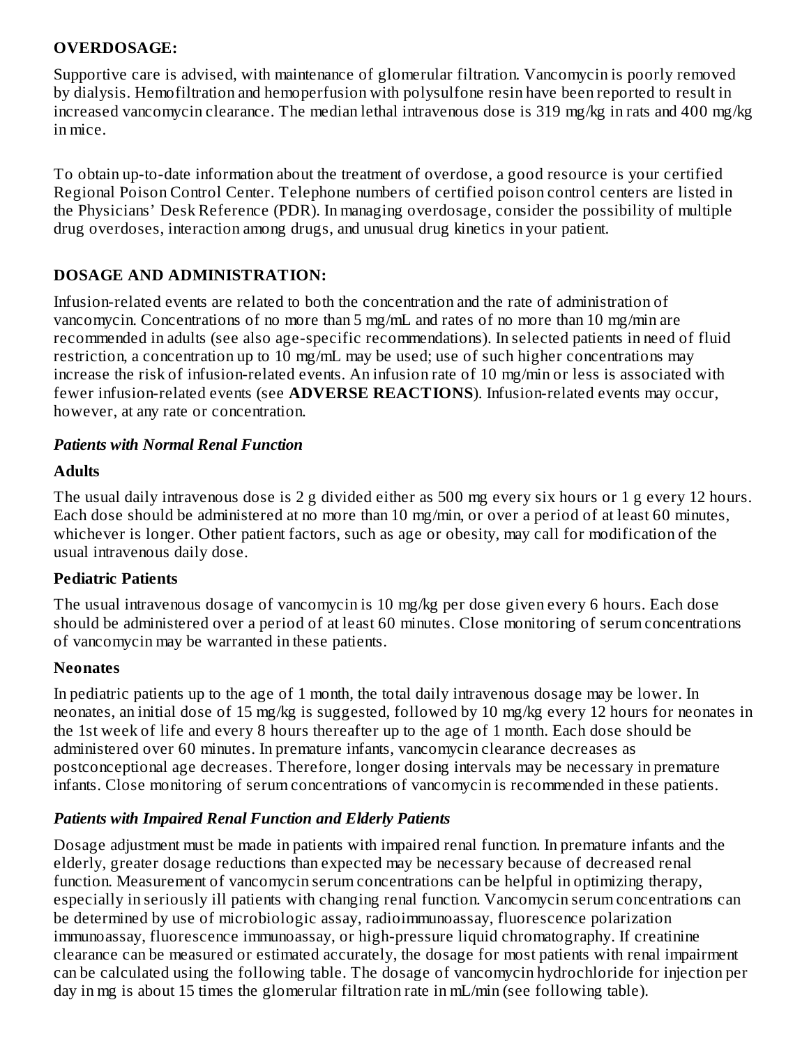## OVERDOSAGE:

Supportive care is advised, with maintenance of glomerular filtration. Vancomycin is poorly removed by dialysis. Hemofiltration and hemoperfusion with polysulfone resin have been reported to result in increased vancomycin clearance. The median lethal intravenous dose is 319 mg/kg in rats and 400 mg/kg in mice.

To obtain up-to-date information about the treatment of overdose, a good resource is your certified Regional Poison Control Center. Telephone numbers of certified poison control centers are listed in the Physicians' Desk Reference (PDR). In managing overdosage, consider the possibility of multiple drug overdoses, interaction among drugs, and unusual drug kinetics in your patient.

## DOSAGE AND ADMINISTRATION:

Infusion-related events are related to both the concentration and the rate of administration of vancomycin. Concentrations of no more than 5 mg/mL and rates of no more than 10 mg/min are recommended in adults (see also age-specific recommendations). In selected patients in need of fluid restriction, a concentration up to 10 mg/mL may be used; use of such higher concentrations may increase the risk of infusion-related events. An infusion rate of 10 mg/min or less is associated with fewer infusion-related events (see **ADVERSE REACTIONS**). Infusion-related events may occur, however, at any rate or concentration.

### *Patients with Normal Renal Function*

#### Adults

The usual daily intravenous dose is 2 g divided either as 500 mg every six hours or 1 g every 12 hours. Each dose should be administered at no more than 10 mg/min, or over a period of at least 60 minutes, whichever is longer. Other patient factors, such as age or obesity, may call for modification of the usual intravenous daily dose.

#### Pediatric Patients

The usual intravenous dosage of vancomycin is 10 mg/kg per dose given every 6 hours. Each dose should be administered over a period of at least 60 minutes. Close monitoring of serum concentrations of vancomycin may be warranted in these patients.

#### Neonates

In pediatric patients up to the age of 1 month, the total daily intravenous dosage may be lower. In neonates, an initial dose of 15 mg/kg is suggested, followed by 10 mg/kg every 12 hours for neonates in the 1st week of life and every 8 hours thereafter up to the age of 1 month. Each dose should be administered over 60 minutes. In premature infants, vancomycin clearance decreases as postconceptional age decreases. Therefore, longer dosing intervals may be necessary in premature infants. Close monitoring of serum concentrations of vancomycin is recommended in these patients.

### *Patients with Impaired Renal Function and Elderly Patients*

Dosage adjustment must be made in patients with impaired renal function. In premature infants and the elderly, greater dosage reductions than expected may be necessary because of decreased renal function. Measurement of vancomycin serum concentrations can be helpful in optimizing therapy, especially in seriously ill patients with changing renal function. Vancomycin serum concentrations can be determined by use of microbiologic assay, radioimmunoassay, fluorescence polarization immunoassay, fluorescence immunoassay, or high-pressure liquid chromatography. If creatinine clearance can be measured or estimated accurately, the dosage for most patients with renal impairment can be calculated using the following table. The dosage of vancomycin hydrochloride for injection per day in mg is about 15 times the glomerular filtration rate in mL/min (see following table).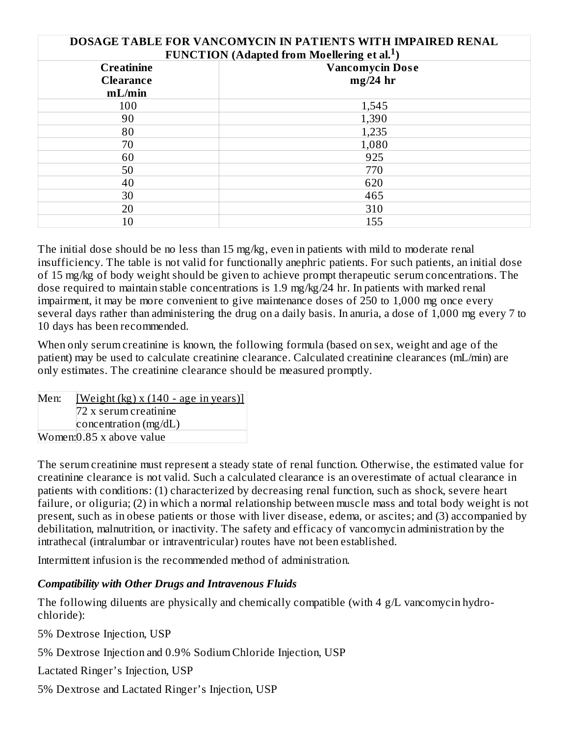| DOSAGE TABLE FOR VANCOMYCIN IN PATIENTS WITH IMPAIRED RENAL FUNCTION (Adapted from Moellering et al.[1]) | |
|---|---|
| **Creatinine Clearance mL/min** | **Vancomycin Dose mg/24 hr** |
| 100 | 1,545 |
| 90 | 1,390 |
| 80 | 1,235 |
| 70 | 1,080 |
| 60 | 925 |
| 50 | 770 |
| 40 | 620 |
| 30 | 465 |
| 20 | 310 |
| 10 | 155 |

The initial dose should be no less than 15 mg/kg, even in patients with mild to moderate renal insufficiency. The table is not valid for functionally anephric patients. For such patients, an initial dose of 15 mg/kg of body weight should be given to achieve prompt therapeutic serum concentrations. The dose required to maintain stable concentrations is 1.9 mg/kg/24 hr. In patients with marked renal impairment, it may be more convenient to give maintenance doses of 250 to 1,000 mg once every several days rather than administering the drug on a daily basis. In anuria, a dose of 1,000 mg every 7 to 10 days has been recommended.

When only serum creatinine is known, the following formula (based on sex, weight and age of the patient) may be used to calculate creatinine clearance. Calculated creatinine clearances (mL/min) are only estimates. The creatinine clearance should be measured promptly.

| | |
|---|---|
| Men: | $\frac{\text{Weight (kg)} \times (140 - \text{age in years})}{72 \times \text{serum creatinine concentration (mg/dL)}}$ |
| Women: | 0.85 x above value |

The serum creatinine must represent a steady state of renal function. Otherwise, the estimated value for creatinine clearance is not valid. Such a calculated clearance is an overestimate of actual clearance in patients with conditions: (1) characterized by decreasing renal function, such as shock, severe heart failure, or oliguria; (2) in which a normal relationship between muscle mass and total body weight is not present, such as in obese patients or those with liver disease, edema, or ascites; and (3) accompanied by debilitation, malnutrition, or inactivity. The safety and efficacy of vancomycin administration by the intrathecal (intralumbar or intraventricular) routes have not been established.

Intermittent infusion is the recommended method of administration.

### *Compatibility with Other Drugs and Intravenous Fluids*

The following diluents are physically and chemically compatible (with 4 g/L vancomycin hydrochloride):

5% Dextrose Injection, USP

5% Dextrose Injection and 0.9% Sodium Chloride Injection, USP

Lactated Ringer's Injection, USP

5% Dextrose and Lactated Ringer's Injection, USP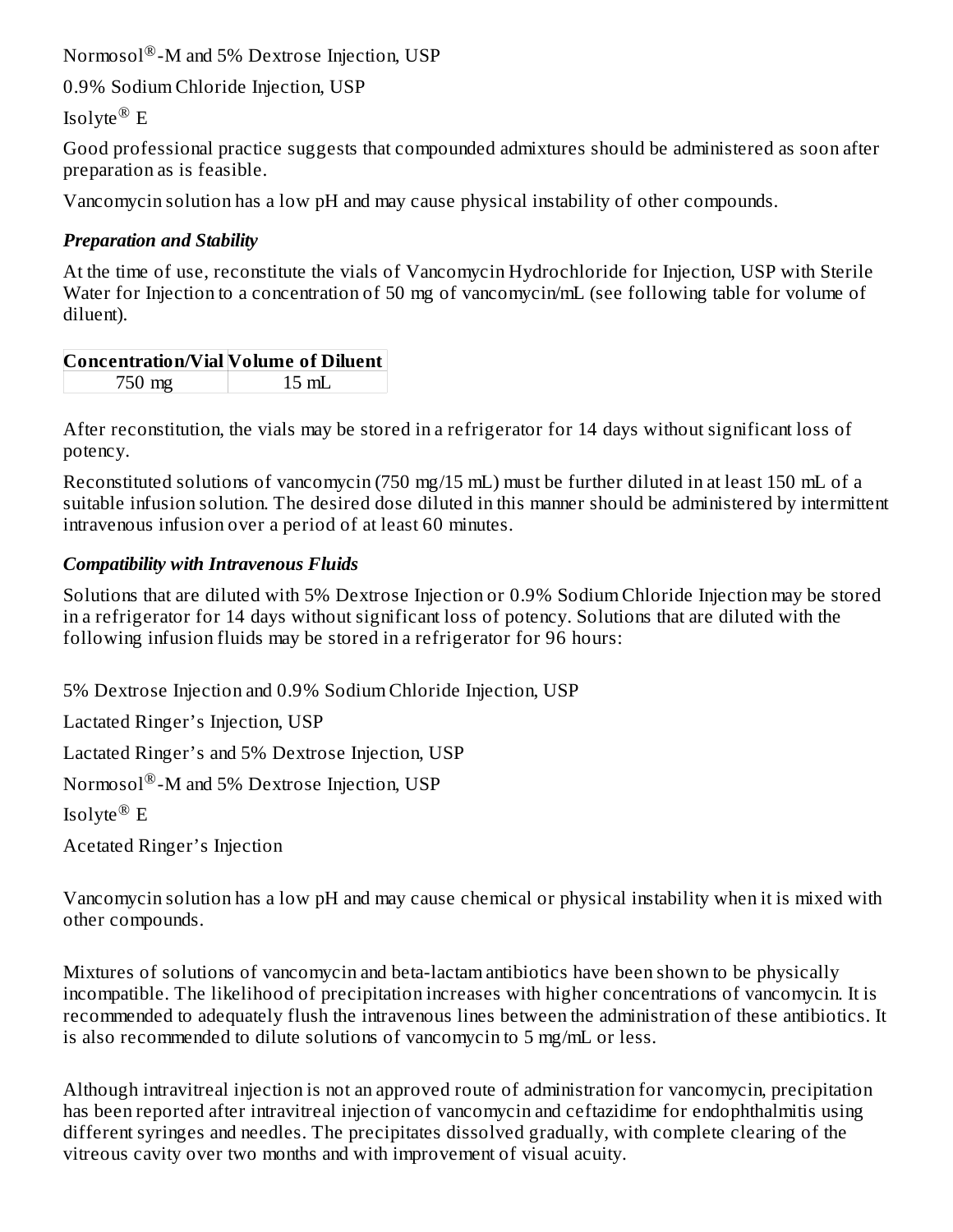Normosol®-M and 5% Dextrose Injection, USP

0.9% Sodium Chloride Injection, USP

Isolyte® E

Good professional practice suggests that compounded admixtures should be administered as soon after preparation as is feasible.

Vancomycin solution has a low pH and may cause physical instability of other compounds.

***Preparation and Stability***

At the time of use, reconstitute the vials of Vancomycin Hydrochloride for Injection, USP with Sterile Water for Injection to a concentration of 50 mg of vancomycin/mL (see following table for volume of diluent).

| Concentration/Vial | Volume of Diluent |
| --- | --- |
| 750 mg | 15 mL |

After reconstitution, the vials may be stored in a refrigerator for 14 days without significant loss of potency.

Reconstituted solutions of vancomycin (750 mg/15 mL) must be further diluted in at least 150 mL of a suitable infusion solution. The desired dose diluted in this manner should be administered by intermittent intravenous infusion over a period of at least 60 minutes.

***Compatibility with Intravenous Fluids***

Solutions that are diluted with 5% Dextrose Injection or 0.9% Sodium Chloride Injection may be stored in a refrigerator for 14 days without significant loss of potency. Solutions that are diluted with the following infusion fluids may be stored in a refrigerator for 96 hours:

5% Dextrose Injection and 0.9% Sodium Chloride Injection, USP

Lactated Ringer's Injection, USP

Lactated Ringer's and 5% Dextrose Injection, USP

Normosol®-M and 5% Dextrose Injection, USP

Isolyte® E

Acetated Ringer's Injection

Vancomycin solution has a low pH and may cause chemical or physical instability when it is mixed with other compounds.

Mixtures of solutions of vancomycin and beta-lactam antibiotics have been shown to be physically incompatible. The likelihood of precipitation increases with higher concentrations of vancomycin. It is recommended to adequately flush the intravenous lines between the administration of these antibiotics. It is also recommended to dilute solutions of vancomycin to 5 mg/mL or less.

Although intravitreal injection is not an approved route of administration for vancomycin, precipitation has been reported after intravitreal injection of vancomycin and ceftazidime for endophthalmitis using different syringes and needles. The precipitates dissolved gradually, with complete clearing of the vitreous cavity over two months and with improvement of visual acuity.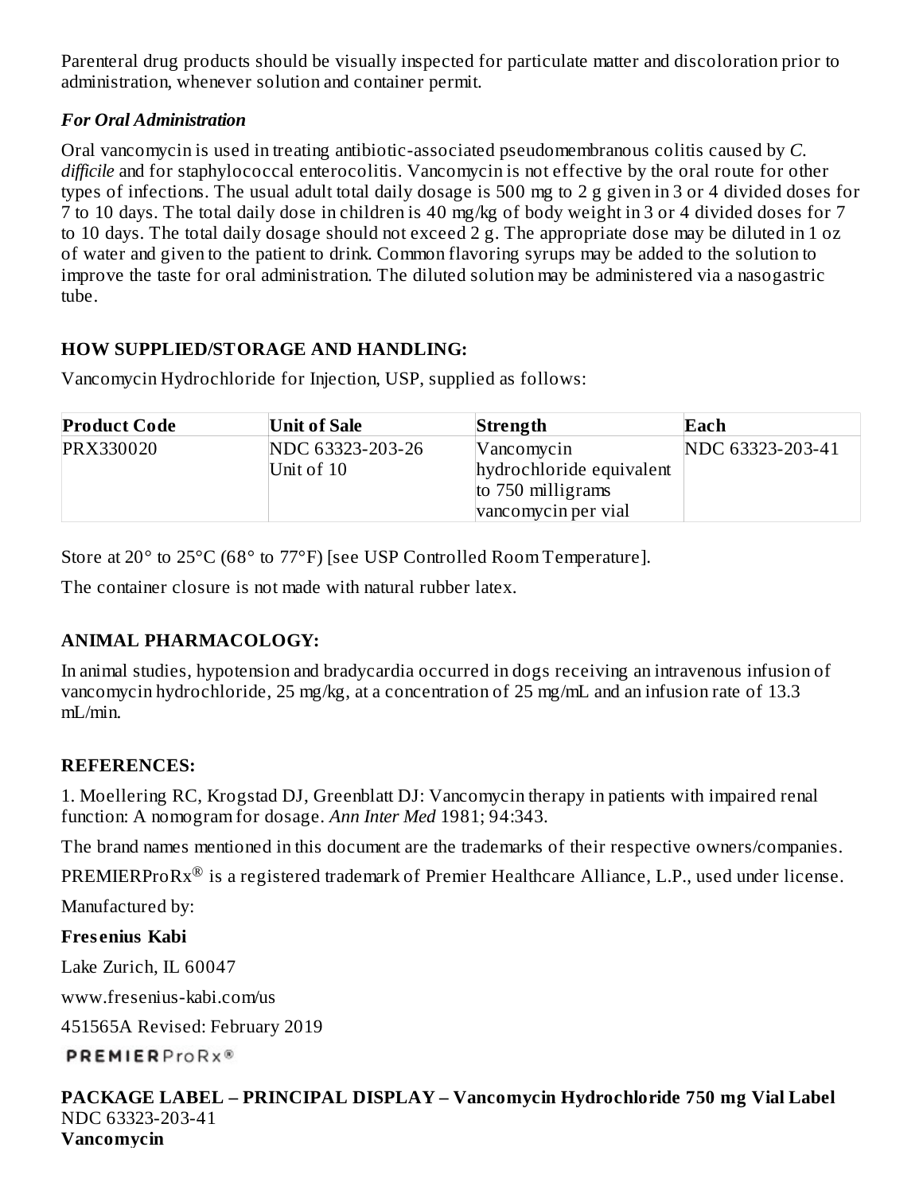Parenteral drug products should be visually inspected for particulate matter and discoloration prior to administration, whenever solution and container permit.

### *For Oral Administration*

Oral vancomycin is used in treating antibiotic-associated pseudomembranous colitis caused by *C. difficile* and for staphylococcal enterocolitis. Vancomycin is not effective by the oral route for other types of infections. The usual adult total daily dosage is 500 mg to 2 g given in 3 or 4 divided doses for 7 to 10 days. The total daily dose in children is 40 mg/kg of body weight in 3 or 4 divided doses for 7 to 10 days. The total daily dosage should not exceed 2 g. The appropriate dose may be diluted in 1 oz of water and given to the patient to drink. Common flavoring syrups may be added to the solution to improve the taste for oral administration. The diluted solution may be administered via a nasogastric tube.

## HOW SUPPLIED/STORAGE AND HANDLING:

Vancomycin Hydrochloride for Injection, USP, supplied as follows:

| Product Code | Unit of Sale | Strength | Each |
| --- | --- | --- | --- |
| PRX330020 | NDC 63323-203-26 Unit of 10 | Vancomycin hydrochloride equivalent to 750 milligrams vancomycin per vial | NDC 63323-203-41 |

Store at 20° to 25°C (68° to 77°F) [see USP Controlled Room Temperature].

The container closure is not made with natural rubber latex.

## ANIMAL PHARMACOLOGY:

In animal studies, hypotension and bradycardia occurred in dogs receiving an intravenous infusion of vancomycin hydrochloride, 25 mg/kg, at a concentration of 25 mg/mL and an infusion rate of 13.3 mL/min.

## REFERENCES:

1. Moellering RC, Krogstad DJ, Greenblatt DJ: Vancomycin therapy in patients with impaired renal function: A nomogram for dosage. *Ann Inter Med* 1981; 94:343.

The brand names mentioned in this document are the trademarks of their respective owners/companies.

PREMIERProRx® is a registered trademark of Premier Healthcare Alliance, L.P., used under license.

Manufactured by:

**Fresenius Kabi**

Lake Zurich, IL 60047

www.fresenius-kabi.com/us

451565A Revised: February 2019

PREMIERProRx®

**PACKAGE LABEL – PRINCIPAL DISPLAY – Vancomycin Hydrochloride 750 mg Vial Label**
NDC 63323-203-41
**Vancomycin**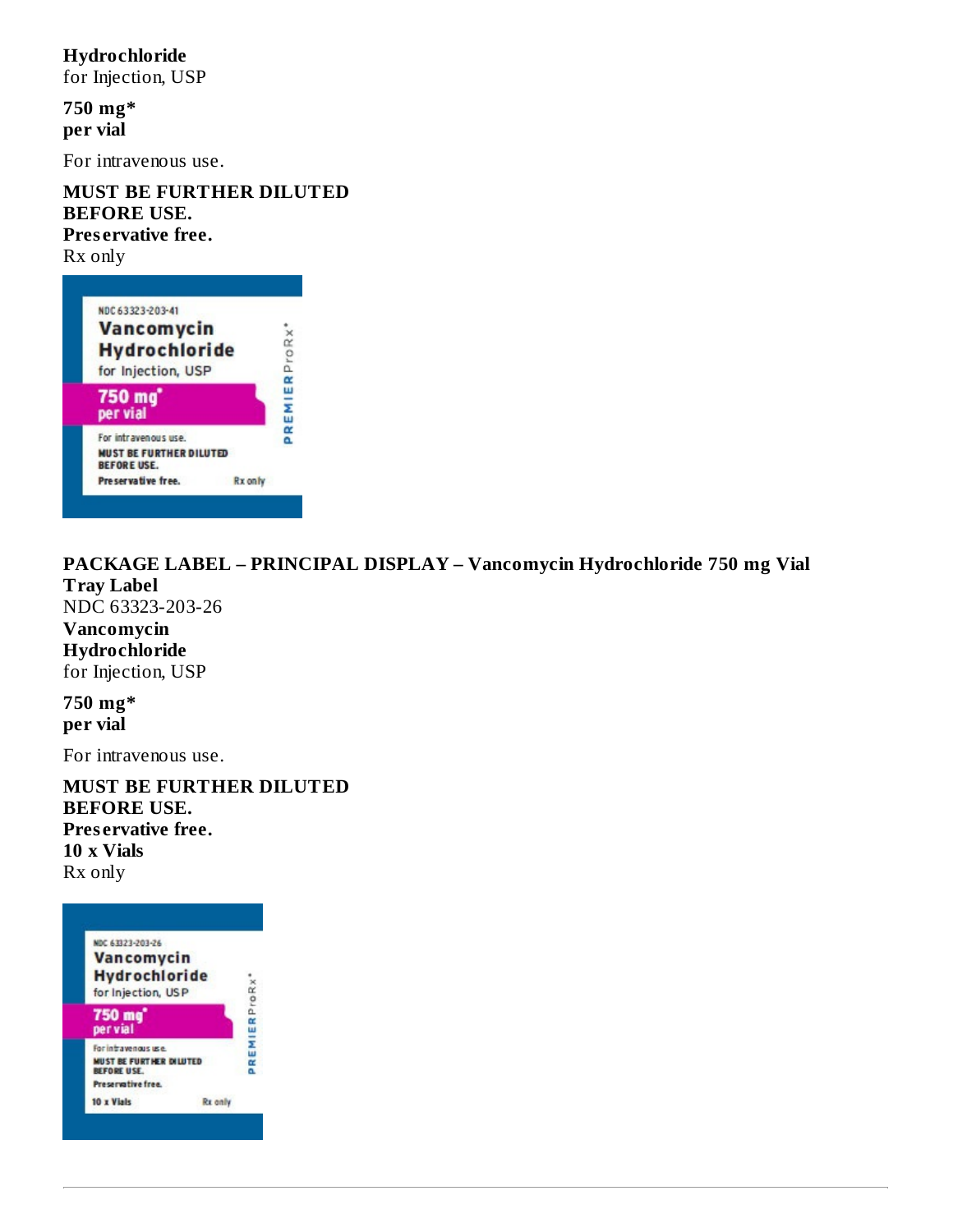**Hydrochloride**
for Injection, USP

**750 mg***
**per vial**

For intravenous use.

**MUST BE FURTHER DILUTED BEFORE USE.**
**Preservative free.**
Rx only

NDC 63323-203-41
Vancomycin
Hydrochloride
for Injection, USP
750 mg*
per vial
For intravenous use.
MUST BE FURTHER DILUTED
BEFORE USE.
Preservative free.
Rx only
PREMIERProRx®

**PACKAGE LABEL – PRINCIPAL DISPLAY – Vancomycin Hydrochloride 750 mg Vial Tray Label**

NDC 63323-203-26
**Vancomycin**
**Hydrochloride**
for Injection, USP

**750 mg***
**per vial**

For intravenous use.

**MUST BE FURTHER DILUTED BEFORE USE.**
**Preservative free.**
**10 x Vials**
Rx only

NDC 63323-203-26
Vancomycin
Hydrochloride
for Injection, USP
750 mg*
per vial
For intravenous use.
MUST BE FURTHER DILUTED
BEFORE USE.
Preservative free.
10 x Vials
Rx only
PREMIERProRx®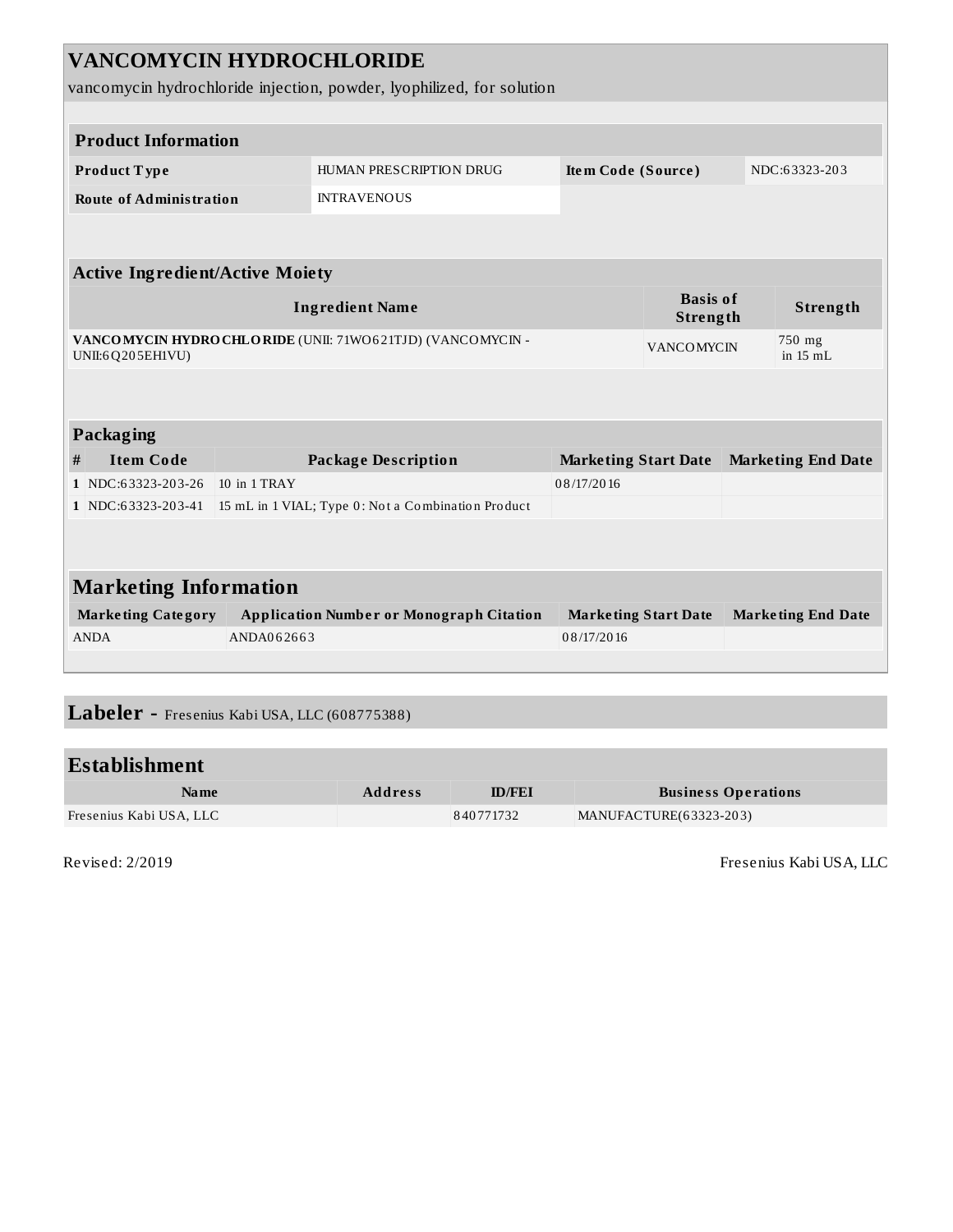# VANCOMYCIN HYDROCHLORIDE

vancomycin hydrochloride injection, powder, lyophilized, for solution

## Product Information

| | | | |
|---|---|---|---|
| **Product Type** | HUMAN PRESCRIPTION DRUG | **Item Code (Source)** | NDC:63323-203 |
| **Route of Administration** | INTRAVENOUS | | |

## Active Ingredient/Active Moiety

| Ingredient Name | Basis of Strength | Strength |
|---|---|---|
| **VANCOMYCIN HYDROCHLORIDE** (UNII: 71WO621TJD) (VANCOMYCIN - UNII:6Q205EH1VU) | VANCOMYCIN | 750 mg in 15 mL |

## Packaging

| # | Item Code | Package Description | Marketing Start Date | Marketing End Date |
|---|---|---|---|---|
| 1 | NDC:63323-203-26 | 10 in 1 TRAY | 08/17/2016 | |
| 1 | NDC:63323-203-41 | 15 mL in 1 VIAL; Type 0: Not a Combination Product | | |

## Marketing Information

| Marketing Category | Application Number or Monograph Citation | Marketing Start Date | Marketing End Date |
|---|---|---|---|
| ANDA | ANDA062663 | 08/17/2016 | |

## Labeler - Fresenius Kabi USA, LLC (608775388)

## Establishment

| Name | Address | ID/FEI | Business Operations |
|---|---|---|---|
| Fresenius Kabi USA, LLC | | 840771732 | MANUFACTURE(63323-203) |

Revised: 2/2019

Fresenius Kabi USA, LLC